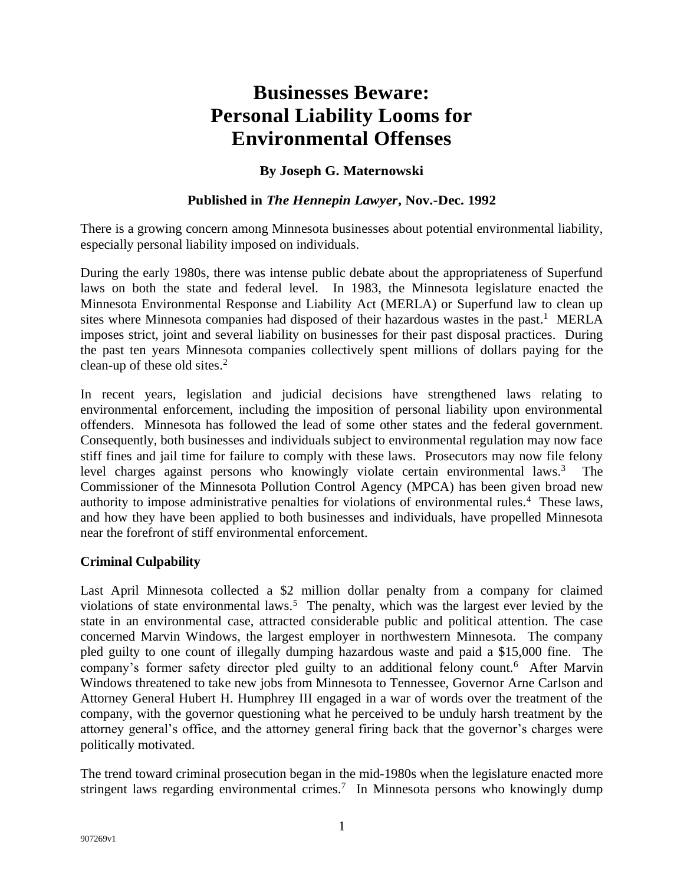# Businesses Beware: Personal Liability Looms for Environmental Offenses

**By Joseph G. Maternowski**

**Published in *The Hennepin Lawyer*, Nov.-Dec. 1992**

There is a growing concern among Minnesota businesses about potential environmental liability, especially personal liability imposed on individuals.

During the early 1980s, there was intense public debate about the appropriateness of Superfund laws on both the state and federal level. In 1983, the Minnesota legislature enacted the Minnesota Environmental Response and Liability Act (MERLA) or Superfund law to clean up sites where Minnesota companies had disposed of their hazardous wastes in the past.[1] MERLA imposes strict, joint and several liability on businesses for their past disposal practices. During the past ten years Minnesota companies collectively spent millions of dollars paying for the clean-up of these old sites.[2]

In recent years, legislation and judicial decisions have strengthened laws relating to environmental enforcement, including the imposition of personal liability upon environmental offenders. Minnesota has followed the lead of some other states and the federal government. Consequently, both businesses and individuals subject to environmental regulation may now face stiff fines and jail time for failure to comply with these laws. Prosecutors may now file felony level charges against persons who knowingly violate certain environmental laws.[3] The Commissioner of the Minnesota Pollution Control Agency (MPCA) has been given broad new authority to impose administrative penalties for violations of environmental rules.[4] These laws, and how they have been applied to both businesses and individuals, have propelled Minnesota near the forefront of stiff environmental enforcement.

**Criminal Culpability**

Last April Minnesota collected a $2 million dollar penalty from a company for claimed violations of state environmental laws.[5] The penalty, which was the largest ever levied by the state in an environmental case, attracted considerable public and political attention. The case concerned Marvin Windows, the largest employer in northwestern Minnesota. The company pled guilty to one count of illegally dumping hazardous waste and paid a $15,000 fine. The company's former safety director pled guilty to an additional felony count.[6] After Marvin Windows threatened to take new jobs from Minnesota to Tennessee, Governor Arne Carlson and Attorney General Hubert H. Humphrey III engaged in a war of words over the treatment of the company, with the governor questioning what he perceived to be unduly harsh treatment by the attorney general's office, and the attorney general firing back that the governor's charges were politically motivated.

The trend toward criminal prosecution began in the mid-1980s when the legislature enacted more stringent laws regarding environmental crimes.[7] In Minnesota persons who knowingly dump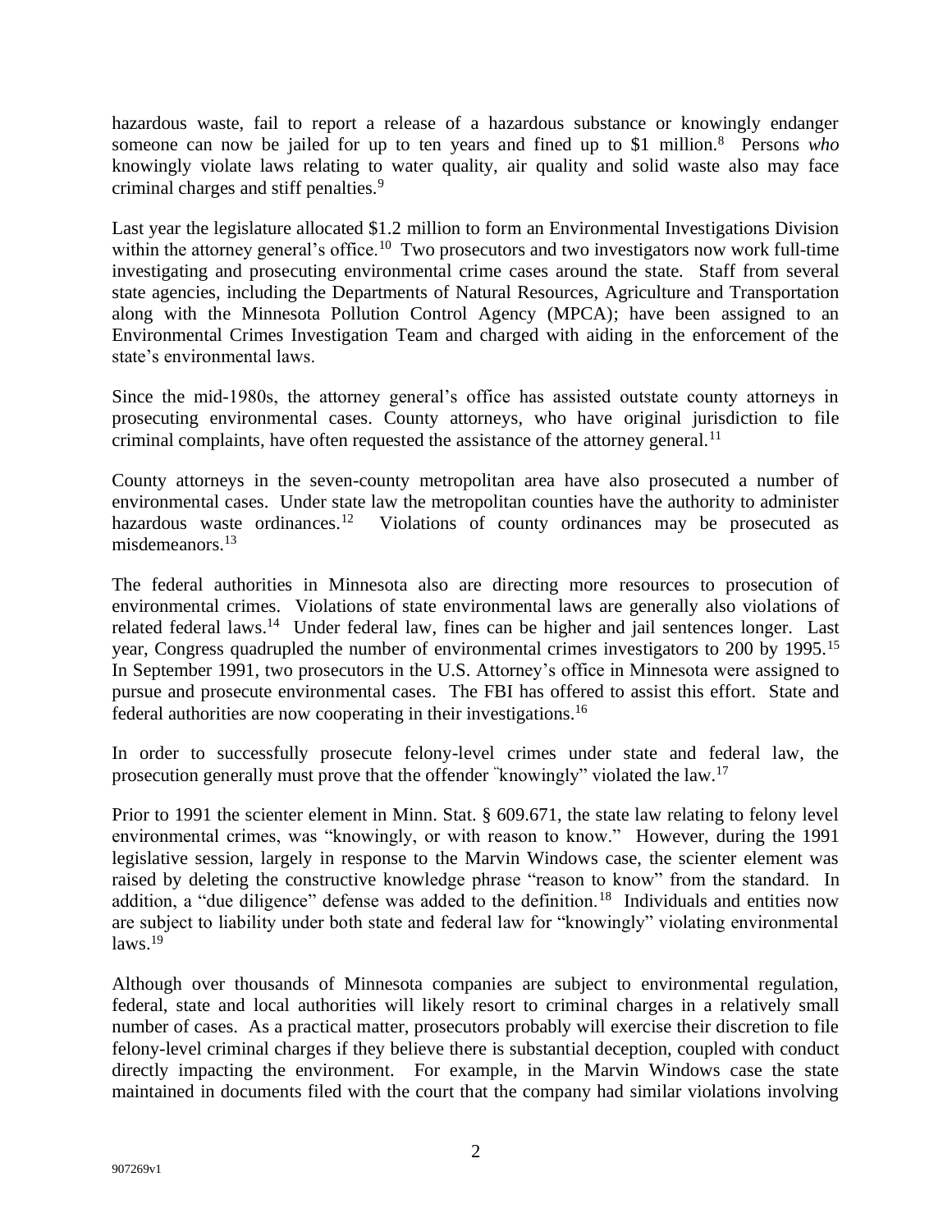hazardous waste, fail to report a release of a hazardous substance or knowingly endanger someone can now be jailed for up to ten years and fined up to $1 million.[8] Persons *who* knowingly violate laws relating to water quality, air quality and solid waste also may face criminal charges and stiff penalties.[9]

Last year the legislature allocated $1.2 million to form an Environmental Investigations Division within the attorney general's office.[10] Two prosecutors and two investigators now work full-time investigating and prosecuting environmental crime cases around the state. Staff from several state agencies, including the Departments of Natural Resources, Agriculture and Transportation along with the Minnesota Pollution Control Agency (MPCA); have been assigned to an Environmental Crimes Investigation Team and charged with aiding in the enforcement of the state's environmental laws.

Since the mid-1980s, the attorney general's office has assisted outstate county attorneys in prosecuting environmental cases. County attorneys, who have original jurisdiction to file criminal complaints, have often requested the assistance of the attorney general.[11]

County attorneys in the seven-county metropolitan area have also prosecuted a number of environmental cases. Under state law the metropolitan counties have the authority to administer hazardous waste ordinances.[12] Violations of county ordinances may be prosecuted as misdemeanors.[13]

The federal authorities in Minnesota also are directing more resources to prosecution of environmental crimes. Violations of state environmental laws are generally also violations of related federal laws.[14] Under federal law, fines can be higher and jail sentences longer. Last year, Congress quadrupled the number of environmental crimes investigators to 200 by 1995.[15] In September 1991, two prosecutors in the U.S. Attorney's office in Minnesota were assigned to pursue and prosecute environmental cases. The FBI has offered to assist this effort. State and federal authorities are now cooperating in their investigations.[16]

In order to successfully prosecute felony-level crimes under state and federal law, the prosecution generally must prove that the offender "knowingly" violated the law.[17]

Prior to 1991 the scienter element in Minn. Stat. § 609.671, the state law relating to felony level environmental crimes, was "knowingly, or with reason to know." However, during the 1991 legislative session, largely in response to the Marvin Windows case, the scienter element was raised by deleting the constructive knowledge phrase "reason to know" from the standard. In addition, a "due diligence" defense was added to the definition.[18] Individuals and entities now are subject to liability under both state and federal law for "knowingly" violating environmental laws.[19]

Although over thousands of Minnesota companies are subject to environmental regulation, federal, state and local authorities will likely resort to criminal charges in a relatively small number of cases. As a practical matter, prosecutors probably will exercise their discretion to file felony-level criminal charges if they believe there is substantial deception, coupled with conduct directly impacting the environment. For example, in the Marvin Windows case the state maintained in documents filed with the court that the company had similar violations involving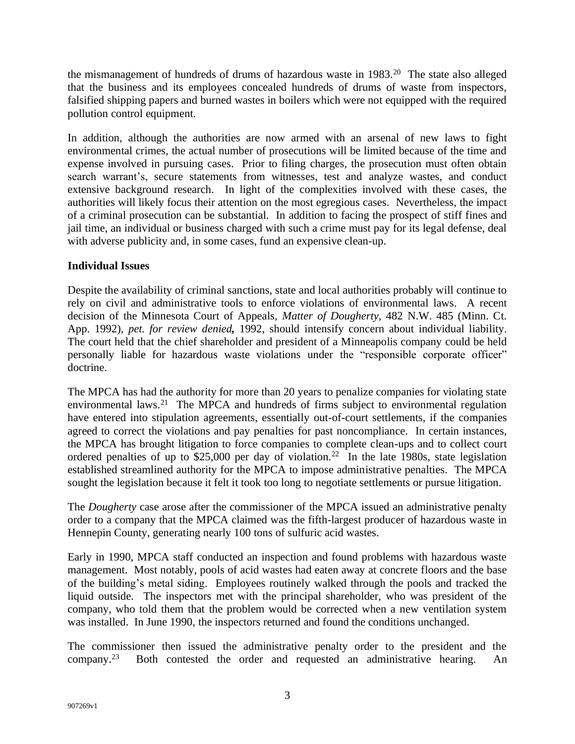the mismanagement of hundreds of drums of hazardous waste in 1983.[20] The state also alleged that the business and its employees concealed hundreds of drums of waste from inspectors, falsified shipping papers and burned wastes in boilers which were not equipped with the required pollution control equipment.

In addition, although the authorities are now armed with an arsenal of new laws to fight environmental crimes, the actual number of prosecutions will be limited because of the time and expense involved in pursuing cases. Prior to filing charges, the prosecution must often obtain search warrant's, secure statements from witnesses, test and analyze wastes, and conduct extensive background research. In light of the complexities involved with these cases, the authorities will likely focus their attention on the most egregious cases. Nevertheless, the impact of a criminal prosecution can be substantial. In addition to facing the prospect of stiff fines and jail time, an individual or business charged with such a crime must pay for its legal defense, deal with adverse publicity and, in some cases, fund an expensive clean-up.

**Individual Issues**

Despite the availability of criminal sanctions, state and local authorities probably will continue to rely on civil and administrative tools to enforce violations of environmental laws. A recent decision of the Minnesota Court of Appeals, *Matter of Dougherty*, 482 N.W. 485 (Minn. Ct. App. 1992), *pet. for review denied***,** 1992, should intensify concern about individual liability. The court held that the chief shareholder and president of a Minneapolis company could be held personally liable for hazardous waste violations under the "responsible corporate officer" doctrine.

The MPCA has had the authority for more than 20 years to penalize companies for violating state environmental laws.[21] The MPCA and hundreds of firms subject to environmental regulation have entered into stipulation agreements, essentially out-of-court settlements, if the companies agreed to correct the violations and pay penalties for past noncompliance. In certain instances, the MPCA has brought litigation to force companies to complete clean-ups and to collect court ordered penalties of up to $25,000 per day of violation.[22] In the late 1980s, state legislation established streamlined authority for the MPCA to impose administrative penalties. The MPCA sought the legislation because it felt it took too long to negotiate settlements or pursue litigation.

The *Dougherty* case arose after the commissioner of the MPCA issued an administrative penalty order to a company that the MPCA claimed was the fifth-largest producer of hazardous waste in Hennepin County, generating nearly 100 tons of sulfuric acid wastes.

Early in 1990, MPCA staff conducted an inspection and found problems with hazardous waste management. Most notably, pools of acid wastes had eaten away at concrete floors and the base of the building's metal siding. Employees routinely walked through the pools and tracked the liquid outside. The inspectors met with the principal shareholder, who was president of the company, who told them that the problem would be corrected when a new ventilation system was installed. In June 1990, the inspectors returned and found the conditions unchanged.

The commissioner then issued the administrative penalty order to the president and the company.[23] Both contested the order and requested an administrative hearing. An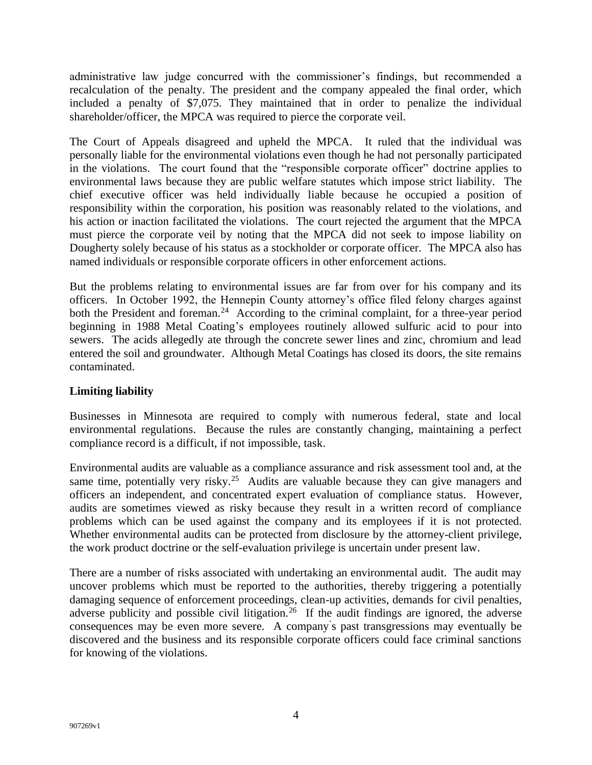administrative law judge concurred with the commissioner's findings, but recommended a recalculation of the penalty. The president and the company appealed the final order, which included a penalty of $7,075. They maintained that in order to penalize the individual shareholder/officer, the MPCA was required to pierce the corporate veil.

The Court of Appeals disagreed and upheld the MPCA. It ruled that the individual was personally liable for the environmental violations even though he had not personally participated in the violations. The court found that the "responsible corporate officer" doctrine applies to environmental laws because they are public welfare statutes which impose strict liability. The chief executive officer was held individually liable because he occupied a position of responsibility within the corporation, his position was reasonably related to the violations, and his action or inaction facilitated the violations. The court rejected the argument that the MPCA must pierce the corporate veil by noting that the MPCA did not seek to impose liability on Dougherty solely because of his status as a stockholder or corporate officer. The MPCA also has named individuals or responsible corporate officers in other enforcement actions.

But the problems relating to environmental issues are far from over for his company and its officers. In October 1992, the Hennepin County attorney's office filed felony charges against both the President and foreman.[24] According to the criminal complaint, for a three-year period beginning in 1988 Metal Coating's employees routinely allowed sulfuric acid to pour into sewers. The acids allegedly ate through the concrete sewer lines and zinc, chromium and lead entered the soil and groundwater. Although Metal Coatings has closed its doors, the site remains contaminated.

**Limiting liability**

Businesses in Minnesota are required to comply with numerous federal, state and local environmental regulations. Because the rules are constantly changing, maintaining a perfect compliance record is a difficult, if not impossible, task.

Environmental audits are valuable as a compliance assurance and risk assessment tool and, at the same time, potentially very risky.[25] Audits are valuable because they can give managers and officers an independent, and concentrated expert evaluation of compliance status. However, audits are sometimes viewed as risky because they result in a written record of compliance problems which can be used against the company and its employees if it is not protected. Whether environmental audits can be protected from disclosure by the attorney-client privilege, the work product doctrine or the self-evaluation privilege is uncertain under present law.

There are a number of risks associated with undertaking an environmental audit. The audit may uncover problems which must be reported to the authorities, thereby triggering a potentially damaging sequence of enforcement proceedings, clean-up activities, demands for civil penalties, adverse publicity and possible civil litigation.[26] If the audit findings are ignored, the adverse consequences may be even more severe. A company's past transgressions may eventually be discovered and the business and its responsible corporate officers could face criminal sanctions for knowing of the violations.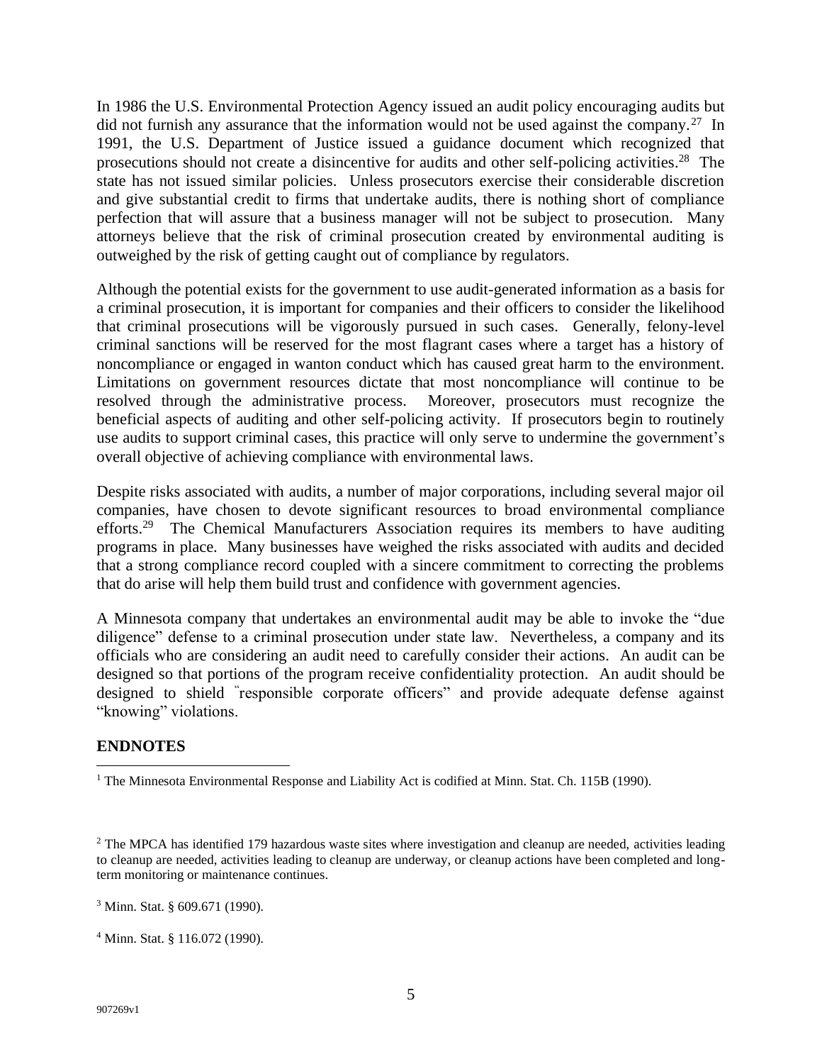In 1986 the U.S. Environmental Protection Agency issued an audit policy encouraging audits but did not furnish any assurance that the information would not be used against the company.[27] In 1991, the U.S. Department of Justice issued a guidance document which recognized that prosecutions should not create a disincentive for audits and other self-policing activities.[28] The state has not issued similar policies. Unless prosecutors exercise their considerable discretion and give substantial credit to firms that undertake audits, there is nothing short of compliance perfection that will assure that a business manager will not be subject to prosecution. Many attorneys believe that the risk of criminal prosecution created by environmental auditing is outweighed by the risk of getting caught out of compliance by regulators.

Although the potential exists for the government to use audit-generated information as a basis for a criminal prosecution, it is important for companies and their officers to consider the likelihood that criminal prosecutions will be vigorously pursued in such cases. Generally, felony-level criminal sanctions will be reserved for the most flagrant cases where a target has a history of noncompliance or engaged in wanton conduct which has caused great harm to the environment. Limitations on government resources dictate that most noncompliance will continue to be resolved through the administrative process. Moreover, prosecutors must recognize the beneficial aspects of auditing and other self-policing activity. If prosecutors begin to routinely use audits to support criminal cases, this practice will only serve to undermine the government's overall objective of achieving compliance with environmental laws.

Despite risks associated with audits, a number of major corporations, including several major oil companies, have chosen to devote significant resources to broad environmental compliance efforts.[29] The Chemical Manufacturers Association requires its members to have auditing programs in place. Many businesses have weighed the risks associated with audits and decided that a strong compliance record coupled with a sincere commitment to correcting the problems that do arise will help them build trust and confidence with government agencies.

A Minnesota company that undertakes an environmental audit may be able to invoke the "due diligence" defense to a criminal prosecution under state law. Nevertheless, a company and its officials who are considering an audit need to carefully consider their actions. An audit can be designed so that portions of the program receive confidentiality protection. An audit should be designed to shield "responsible corporate officers" and provide adequate defense against "knowing" violations.

## ENDNOTES

[1] The Minnesota Environmental Response and Liability Act is codified at Minn. Stat. Ch. 115B (1990).

[2] The MPCA has identified 179 hazardous waste sites where investigation and cleanup are needed, activities leading to cleanup are needed, activities leading to cleanup are underway, or cleanup actions have been completed and long-term monitoring or maintenance continues.

[3] Minn. Stat. § 609.671 (1990).

[4] Minn. Stat. § 116.072 (1990).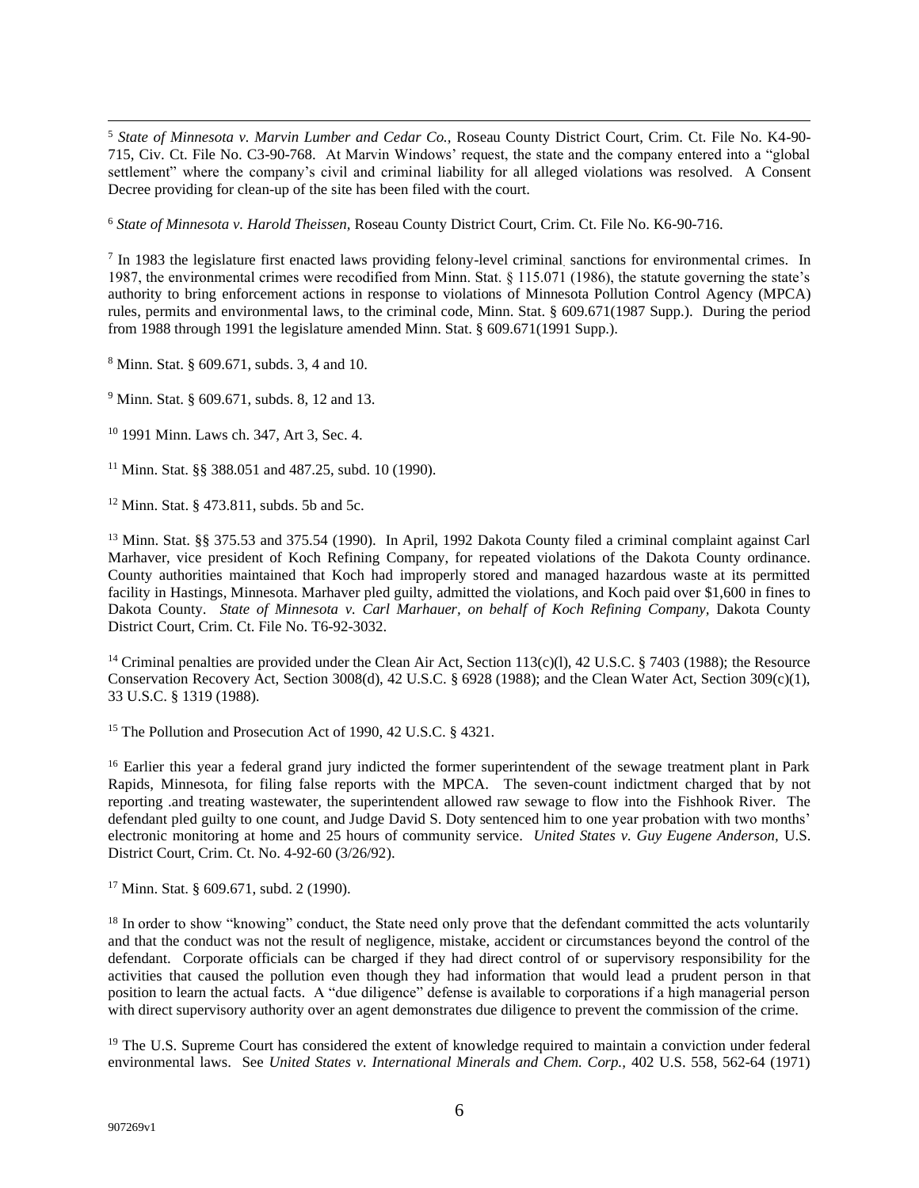[5] *State of Minnesota v. Marvin Lumber and Cedar Co.,* Roseau County District Court, Crim. Ct. File No. K4-90-715, Civ. Ct. File No. C3-90-768. At Marvin Windows' request, the state and the company entered into a "global settlement" where the company's civil and criminal liability for all alleged violations was resolved. A Consent Decree providing for clean-up of the site has been filed with the court.

[6] *State of Minnesota v. Harold Theissen,* Roseau County District Court, Crim. Ct. File No. K6-90-716.

[7] In 1983 the legislature first enacted laws providing felony-level criminal sanctions for environmental crimes. In 1987, the environmental crimes were recodified from Minn. Stat. § 115.071 (1986), the statute governing the state's authority to bring enforcement actions in response to violations of Minnesota Pollution Control Agency (MPCA) rules, permits and environmental laws, to the criminal code, Minn. Stat. § 609.671(1987 Supp.). During the period from 1988 through 1991 the legislature amended Minn. Stat. § 609.671(1991 Supp.).

[8] Minn. Stat. § 609.671, subds. 3, 4 and 10.

[9] Minn. Stat. § 609.671, subds. 8, 12 and 13.

[10] 1991 Minn. Laws ch. 347, Art 3, Sec. 4.

[11] Minn. Stat. §§ 388.051 and 487.25, subd. 10 (1990).

[12] Minn. Stat. § 473.811, subds. 5b and 5c.

[13] Minn. Stat. §§ 375.53 and 375.54 (1990). In April, 1992 Dakota County filed a criminal complaint against Carl Marhaver, vice president of Koch Refining Company, for repeated violations of the Dakota County ordinance. County authorities maintained that Koch had improperly stored and managed hazardous waste at its permitted facility in Hastings, Minnesota. Marhaver pled guilty, admitted the violations, and Koch paid over $1,600 in fines to Dakota County. *State of Minnesota v. Carl Marhauer, on behalf of Koch Refining Company,* Dakota County District Court, Crim. Ct. File No. T6-92-3032.

[14] Criminal penalties are provided under the Clean Air Act, Section 113(c)(l), 42 U.S.C. § 7403 (1988); the Resource Conservation Recovery Act, Section 3008(d), 42 U.S.C. § 6928 (1988); and the Clean Water Act, Section 309(c)(1), 33 U.S.C. § 1319 (1988).

[15] The Pollution and Prosecution Act of 1990, 42 U.S.C. § 4321.

[16] Earlier this year a federal grand jury indicted the former superintendent of the sewage treatment plant in Park Rapids, Minnesota, for filing false reports with the MPCA. The seven-count indictment charged that by not reporting .and treating wastewater, the superintendent allowed raw sewage to flow into the Fishhook River. The defendant pled guilty to one count, and Judge David S. Doty sentenced him to one year probation with two months' electronic monitoring at home and 25 hours of community service. *United States v. Guy Eugene Anderson,* U.S. District Court, Crim. Ct. No. 4-92-60 (3/26/92).

[17] Minn. Stat. § 609.671, subd. 2 (1990).

[18] In order to show "knowing" conduct, the State need only prove that the defendant committed the acts voluntarily and that the conduct was not the result of negligence, mistake, accident or circumstances beyond the control of the defendant. Corporate officials can be charged if they had direct control of or supervisory responsibility for the activities that caused the pollution even though they had information that would lead a prudent person in that position to learn the actual facts. A "due diligence" defense is available to corporations if a high managerial person with direct supervisory authority over an agent demonstrates due diligence to prevent the commission of the crime.

[19] The U.S. Supreme Court has considered the extent of knowledge required to maintain a conviction under federal environmental laws. See *United States v. International Minerals and Chem. Corp.,* 402 U.S. 558, 562-64 (1971)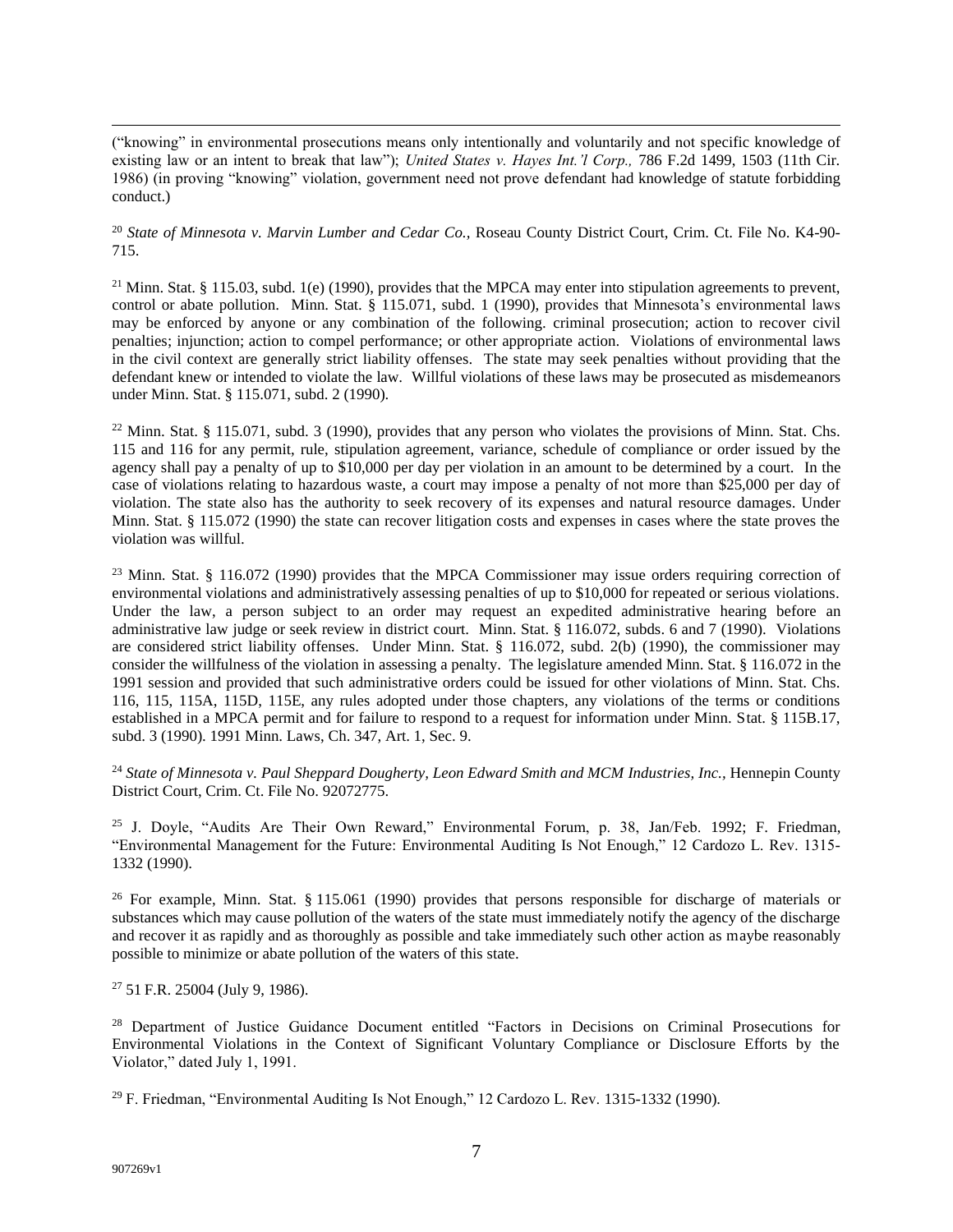("knowing" in environmental prosecutions means only intentionally and voluntarily and not specific knowledge of existing law or an intent to break that law"); *United States v. Hayes Int.'l Corp.,* 786 F.2d 1499, 1503 (11th Cir. 1986) (in proving "knowing" violation, government need not prove defendant had knowledge of statute forbidding conduct.)

[20] *State of Minnesota v. Marvin Lumber and Cedar Co.,* Roseau County District Court, Crim. Ct. File No. K4-90-715.

[21] Minn. Stat. § 115.03, subd. 1(e) (1990), provides that the MPCA may enter into stipulation agreements to prevent, control or abate pollution. Minn. Stat. § 115.071, subd. 1 (1990), provides that Minnesota's environmental laws may be enforced by anyone or any combination of the following. criminal prosecution; action to recover civil penalties; injunction; action to compel performance; or other appropriate action. Violations of environmental laws in the civil context are generally strict liability offenses. The state may seek penalties without providing that the defendant knew or intended to violate the law. Willful violations of these laws may be prosecuted as misdemeanors under Minn. Stat. § 115.071, subd. 2 (1990).

[22] Minn. Stat. § 115.071, subd. 3 (1990), provides that any person who violates the provisions of Minn. Stat. Chs. 115 and 116 for any permit, rule, stipulation agreement, variance, schedule of compliance or order issued by the agency shall pay a penalty of up to $10,000 per day per violation in an amount to be determined by a court. In the case of violations relating to hazardous waste, a court may impose a penalty of not more than $25,000 per day of violation. The state also has the authority to seek recovery of its expenses and natural resource damages. Under Minn. Stat. § 115.072 (1990) the state can recover litigation costs and expenses in cases where the state proves the violation was willful.

[23] Minn. Stat. § 116.072 (1990) provides that the MPCA Commissioner may issue orders requiring correction of environmental violations and administratively assessing penalties of up to $10,000 for repeated or serious violations. Under the law, a person subject to an order may request an expedited administrative hearing before an administrative law judge or seek review in district court. Minn. Stat. § 116.072, subds. 6 and 7 (1990). Violations are considered strict liability offenses. Under Minn. Stat. § 116.072, subd. 2(b) (1990), the commissioner may consider the willfulness of the violation in assessing a penalty. The legislature amended Minn. Stat. § 116.072 in the 1991 session and provided that such administrative orders could be issued for other violations of Minn. Stat. Chs. 116, 115, 115A, 115D, 115E, any rules adopted under those chapters, any violations of the terms or conditions established in a MPCA permit and for failure to respond to a request for information under Minn. Stat. § 115B.17, subd. 3 (1990). 1991 Minn. Laws, Ch. 347, Art. 1, Sec. 9.

[24] *State of Minnesota v. Paul Sheppard Dougherty, Leon Edward Smith and MCM Industries, Inc.,* Hennepin County District Court, Crim. Ct. File No. 92072775.

[25] J. Doyle, "Audits Are Their Own Reward," Environmental Forum, p. 38, Jan/Feb. 1992; F. Friedman, "Environmental Management for the Future: Environmental Auditing Is Not Enough," 12 Cardozo L. Rev. 1315-1332 (1990).

[26] For example, Minn. Stat. § 115.061 (1990) provides that persons responsible for discharge of materials or substances which may cause pollution of the waters of the state must immediately notify the agency of the discharge and recover it as rapidly and as thoroughly as possible and take immediately such other action as maybe reasonably possible to minimize or abate pollution of the waters of this state.

[27] 51 F.R. 25004 (July 9, 1986).

[28] Department of Justice Guidance Document entitled "Factors in Decisions on Criminal Prosecutions for Environmental Violations in the Context of Significant Voluntary Compliance or Disclosure Efforts by the Violator," dated July 1, 1991.

[29] F. Friedman, "Environmental Auditing Is Not Enough," 12 Cardozo L. Rev. 1315-1332 (1990).

907269v1